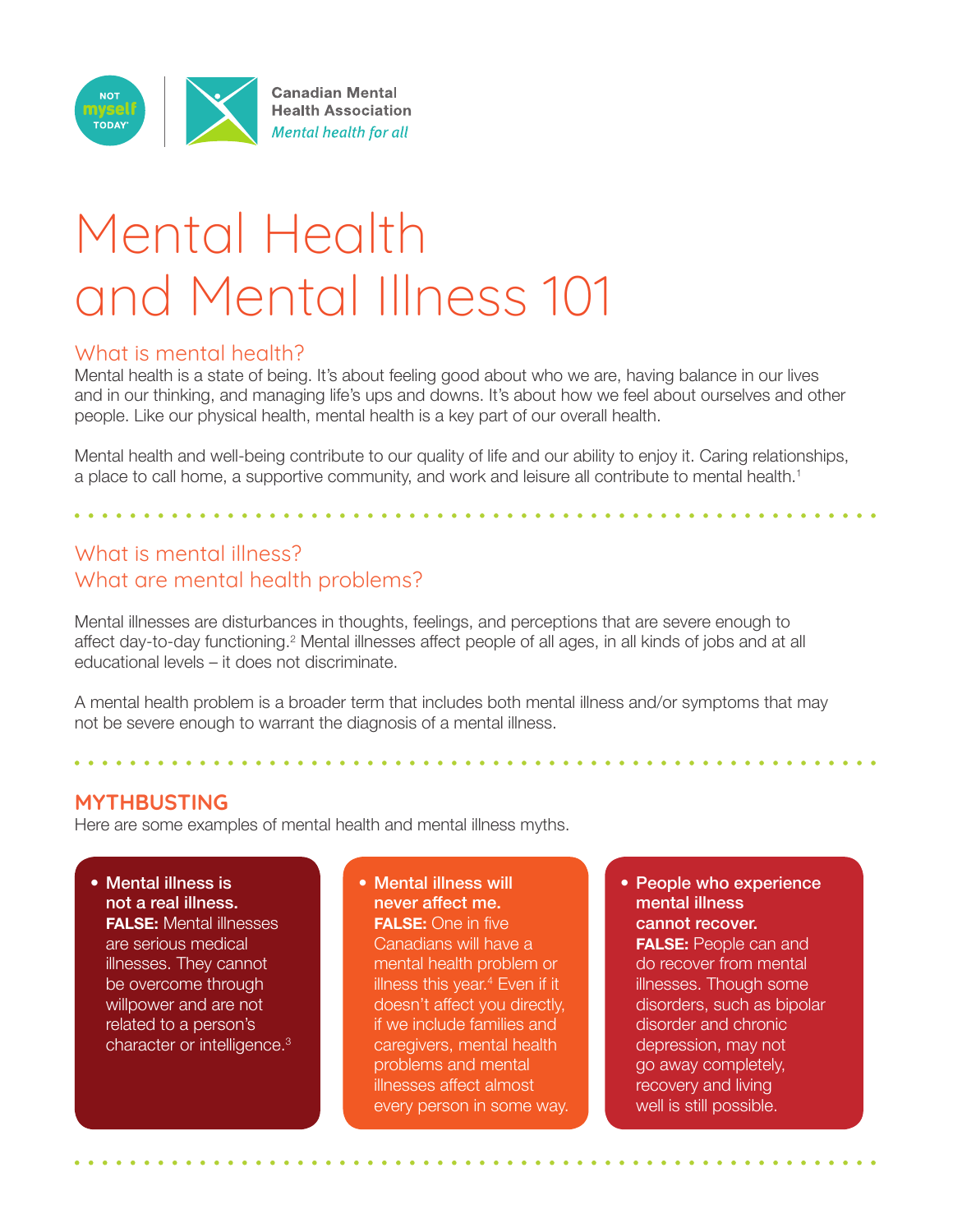Canadian Mental Health Association
*Mental health for all*

# Mental Health and Mental Illness 101

## What is mental health?

Mental health is a state of being. It's about feeling good about who we are, having balance in our lives and in our thinking, and managing life's ups and downs. It's about how we feel about ourselves and other people. Like our physical health, mental health is a key part of our overall health.

Mental health and well-being contribute to our quality of life and our ability to enjoy it. Caring relationships, a place to call home, a supportive community, and work and leisure all contribute to mental health.[1]

## What is mental illness? What are mental health problems?

Mental illnesses are disturbances in thoughts, feelings, and perceptions that are severe enough to affect day-to-day functioning.[2] Mental illnesses affect people of all ages, in all kinds of jobs and at all educational levels – it does not discriminate.

A mental health problem is a broader term that includes both mental illness and/or symptoms that may not be severe enough to warrant the diagnosis of a mental illness.

## MYTHBUSTING

Here are some examples of mental health and mental illness myths.

- **Mental illness is not a real illness.** **FALSE:** Mental illnesses are serious medical illnesses. They cannot be overcome through willpower and are not related to a person's character or intelligence.[3]

- **Mental illness will never affect me.** **FALSE:** One in five Canadians will have a mental health problem or illness this year.[4] Even if it doesn't affect you directly, if we include families and caregivers, mental health problems and mental illnesses affect almost every person in some way.

- **People who experience mental illness cannot recover.** **FALSE:** People can and do recover from mental illnesses. Though some disorders, such as bipolar disorder and chronic depression, may not go away completely, recovery and living well is still possible.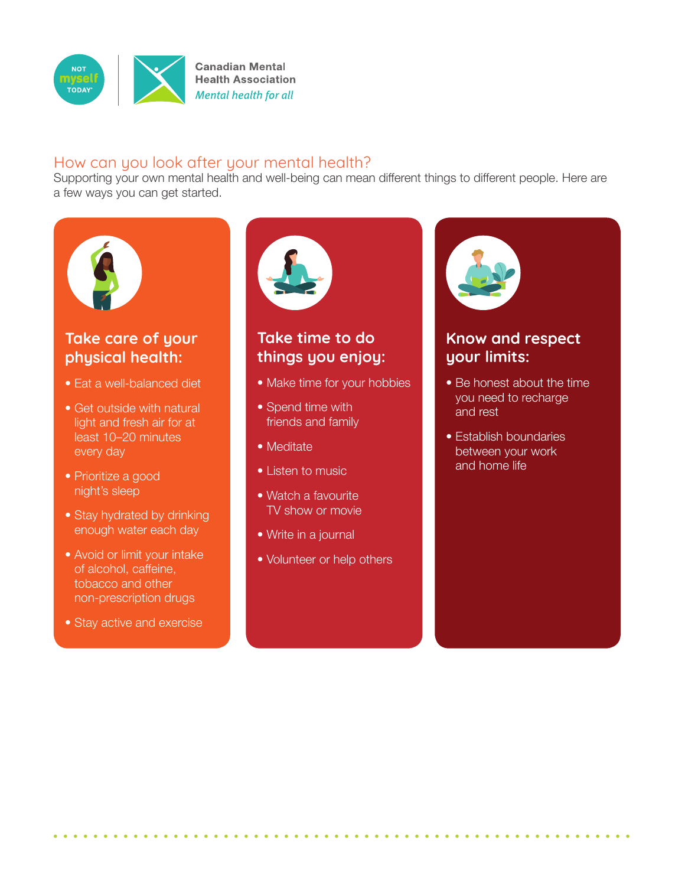Canadian Mental Health Association

*Mental health for all*

## How can you look after your mental health?

Supporting your own mental health and well-being can mean different things to different people. Here are a few ways you can get started.

### Take care of your physical health:

- Eat a well-balanced diet
- Get outside with natural light and fresh air for at least 10–20 minutes every day
- Prioritize a good night's sleep
- Stay hydrated by drinking enough water each day
- Avoid or limit your intake of alcohol, caffeine, tobacco and other non-prescription drugs
- Stay active and exercise

### Take time to do things you enjoy:

- Make time for your hobbies
- Spend time with friends and family
- Meditate
- Listen to music
- Watch a favourite TV show or movie
- Write in a journal
- Volunteer or help others

### Know and respect your limits:

- Be honest about the time you need to recharge and rest
- Establish boundaries between your work and home life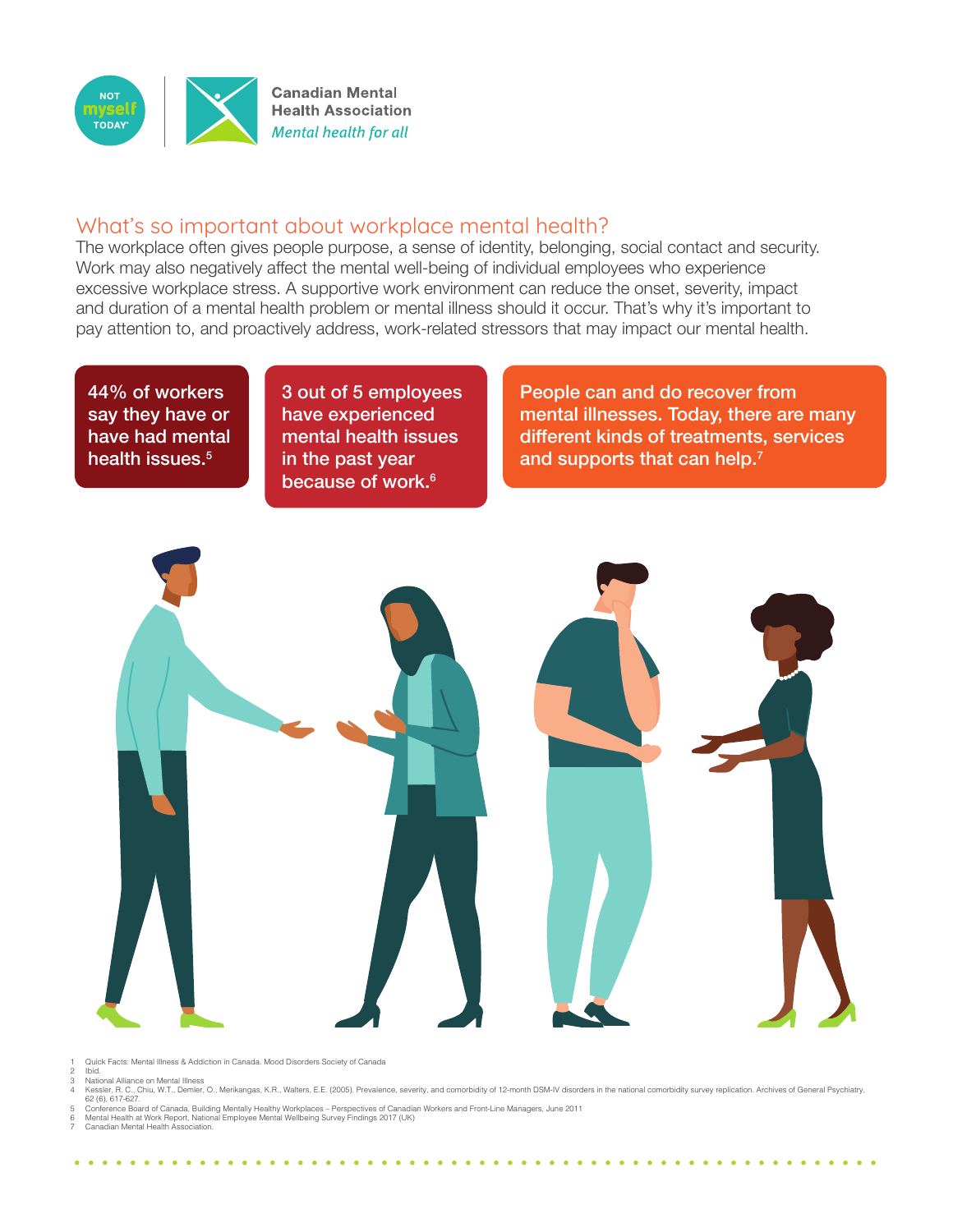NOT myself TODAY

Canadian Mental Health Association
*Mental health for all*

## What's so important about workplace mental health?

The workplace often gives people purpose, a sense of identity, belonging, social contact and security. Work may also negatively affect the mental well-being of individual employees who experience excessive workplace stress. A supportive work environment can reduce the onset, severity, impact and duration of a mental health problem or mental illness should it occur. That's why it's important to pay attention to, and proactively address, work-related stressors that may impact our mental health.

44% of workers say they have or have had mental health issues.[5]

3 out of 5 employees have experienced mental health issues in the past year because of work.[6]

People can and do recover from mental illnesses. Today, there are many different kinds of treatments, services and supports that can help.[7]

1 Quick Facts: Mental Illness & Addiction in Canada. Mood Disorders Society of Canada
2 Ibid.
3 National Alliance on Mental Illness
4 Kessler, R. C., Chiu, W.T., Demler, O., Merikangas, K.R., Walters, E.E. (2005). Prevalence, severity, and comorbidity of 12-month DSM-IV disorders in the national comorbidity survey replication. Archives of General Psychiatry, 62 (6), 617-627.
5 Conference Board of Canada, Building Mentally Healthy Workplaces – Perspectives of Canadian Workers and Front-Line Managers, June 2011
6 Mental Health at Work Report, National Employee Mental Wellbeing Survey Findings 2017 (UK)
7 Canadian Mental Health Association.